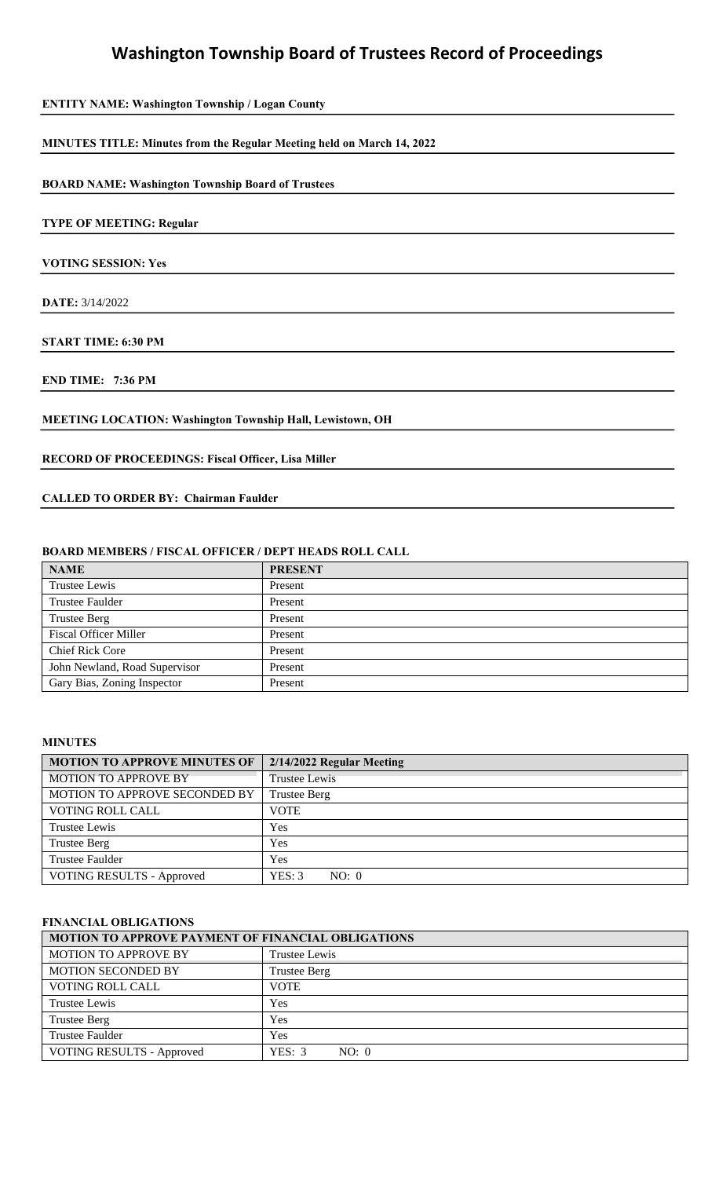# Washington Township Board of Trustees Record of Proceedings

**ENTITY NAME: Washington Township / Logan County**

**MINUTES TITLE: Minutes from the Regular Meeting held on March 14, 2022**

**BOARD NAME: Washington Township Board of Trustees**

**TYPE OF MEETING: Regular**

**VOTING SESSION: Yes**

**DATE:** 3/14/2022

**START TIME: 6:30 PM**

**END TIME: 7:36 PM**

**MEETING LOCATION: Washington Township Hall, Lewistown, OH**

**RECORD OF PROCEEDINGS: Fiscal Officer, Lisa Miller**

**CALLED TO ORDER BY: Chairman Faulder**

**BOARD MEMBERS / FISCAL OFFICER / DEPT HEADS ROLL CALL**

| NAME | PRESENT |
|---|---|
| Trustee Lewis | Present |
| Trustee Faulder | Present |
| Trustee Berg | Present |
| Fiscal Officer Miller | Present |
| Chief Rick Core | Present |
| John Newland, Road Supervisor | Present |
| Gary Bias, Zoning Inspector | Present |

**MINUTES**

| MOTION TO APPROVE MINUTES OF | 2/14/2022 Regular Meeting |
|---|---|
| MOTION TO APPROVE BY | Trustee Lewis |
| MOTION TO APPROVE SECONDED BY | Trustee Berg |
| VOTING ROLL CALL | VOTE |
| Trustee Lewis | Yes |
| Trustee Berg | Yes |
| Trustee Faulder | Yes |
| VOTING RESULTS - Approved | YES: 3 NO: 0 |

**FINANCIAL OBLIGATIONS**

| MOTION TO APPROVE PAYMENT OF FINANCIAL OBLIGATIONS | |
|---|---|
| MOTION TO APPROVE BY | Trustee Lewis |
| MOTION SECONDED BY | Trustee Berg |
| VOTING ROLL CALL | VOTE |
| Trustee Lewis | Yes |
| Trustee Berg | Yes |
| Trustee Faulder | Yes |
| VOTING RESULTS - Approved | YES: 3 NO: 0 |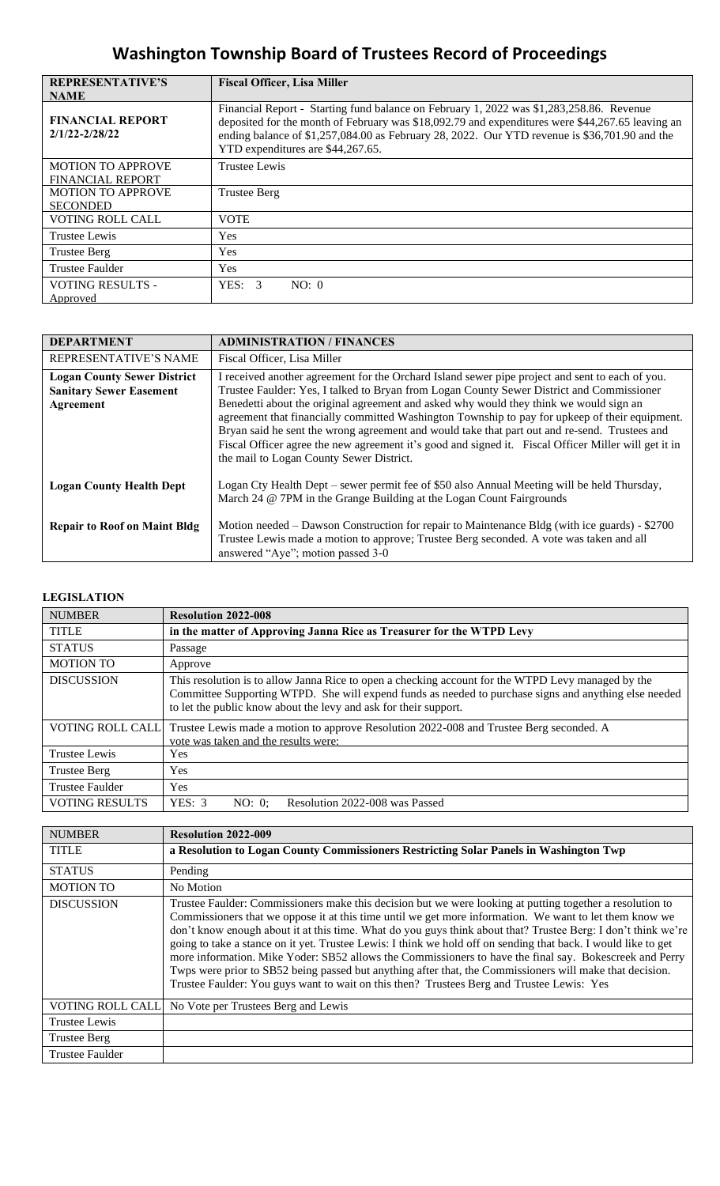# Washington Township Board of Trustees Record of Proceedings

| REPRESENTATIVE'S NAME | Fiscal Officer, Lisa Miller |
|---|---|
| FINANCIAL REPORT 2/1/22-2/28/22 | Financial Report - Starting fund balance on February 1, 2022 was $1,283,258.86. Revenue deposited for the month of February was $18,092.79 and expenditures were $44,267.65 leaving an ending balance of $1,257,084.00 as February 28, 2022. Our YTD revenue is $36,701.90 and the YTD expenditures are $44,267.65. |
| MOTION TO APPROVE FINANCIAL REPORT | Trustee Lewis |
| MOTION TO APPROVE SECONDED | Trustee Berg |
| VOTING ROLL CALL | VOTE |
| Trustee Lewis | Yes |
| Trustee Berg | Yes |
| Trustee Faulder | Yes |
| VOTING RESULTS - Approved | YES: 3 NO: 0 |

| DEPARTMENT | ADMINISTRATION / FINANCES |
|---|---|
| REPRESENTATIVE'S NAME | Fiscal Officer, Lisa Miller |
| **Logan County Sewer District Sanitary Sewer Easement Agreement** | I received another agreement for the Orchard Island sewer pipe project and sent to each of you. Trustee Faulder: Yes, I talked to Bryan from Logan County Sewer District and Commissioner Benedetti about the original agreement and asked why would they think we would sign an agreement that financially committed Washington Township to pay for upkeep of their equipment. Bryan said he sent the wrong agreement and would take that part out and re-send. Trustees and Fiscal Officer agree the new agreement it's good and signed it. Fiscal Officer Miller will get it in the mail to Logan County Sewer District. |
| **Logan County Health Dept** | Logan Cty Health Dept – sewer permit fee of $50 also Annual Meeting will be held Thursday, March 24 @ 7PM in the Grange Building at the Logan Count Fairgrounds |
| **Repair to Roof on Maint Bldg** | Motion needed – Dawson Construction for repair to Maintenance Bldg (with ice guards) - $2700 Trustee Lewis made a motion to approve; Trustee Berg seconded. A vote was taken and all answered "Aye"; motion passed 3-0 |

## LEGISLATION

| NUMBER | Resolution 2022-008 |
|---|---|
| TITLE | **in the matter of Approving Janna Rice as Treasurer for the WTPD Levy** |
| STATUS | Passage |
| MOTION TO | Approve |
| DISCUSSION | This resolution is to allow Janna Rice to open a checking account for the WTPD Levy managed by the Committee Supporting WTPD. She will expend funds as needed to purchase signs and anything else needed to let the public know about the levy and ask for their support. |
| VOTING ROLL CALL | Trustee Lewis made a motion to approve Resolution 2022-008 and Trustee Berg seconded. A vote was taken and the results were: |
| Trustee Lewis | Yes |
| Trustee Berg | Yes |
| Trustee Faulder | Yes |
| VOTING RESULTS | YES: 3 NO: 0; Resolution 2022-008 was Passed |

| NUMBER | Resolution 2022-009 |
|---|---|
| TITLE | **a Resolution to Logan County Commissioners Restricting Solar Panels in Washington Twp** |
| STATUS | Pending |
| MOTION TO | No Motion |
| DISCUSSION | Trustee Faulder: Commissioners make this decision but we were looking at putting together a resolution to Commissioners that we oppose it at this time until we get more information. We want to let them know we don't know enough about it at this time. What do you guys think about that? Trustee Berg: I don't think we're going to take a stance on it yet. Trustee Lewis: I think we hold off on sending that back. I would like to get more information. Mike Yoder: SB52 allows the Commissioners to have the final say. Bokescreek and Perry Twps were prior to SB52 being passed but anything after that, the Commissioners will make that decision. Trustee Faulder: You guys want to wait on this then? Trustees Berg and Trustee Lewis: Yes |
| VOTING ROLL CALL | No Vote per Trustees Berg and Lewis |
| Trustee Lewis | |
| Trustee Berg | |
| Trustee Faulder | |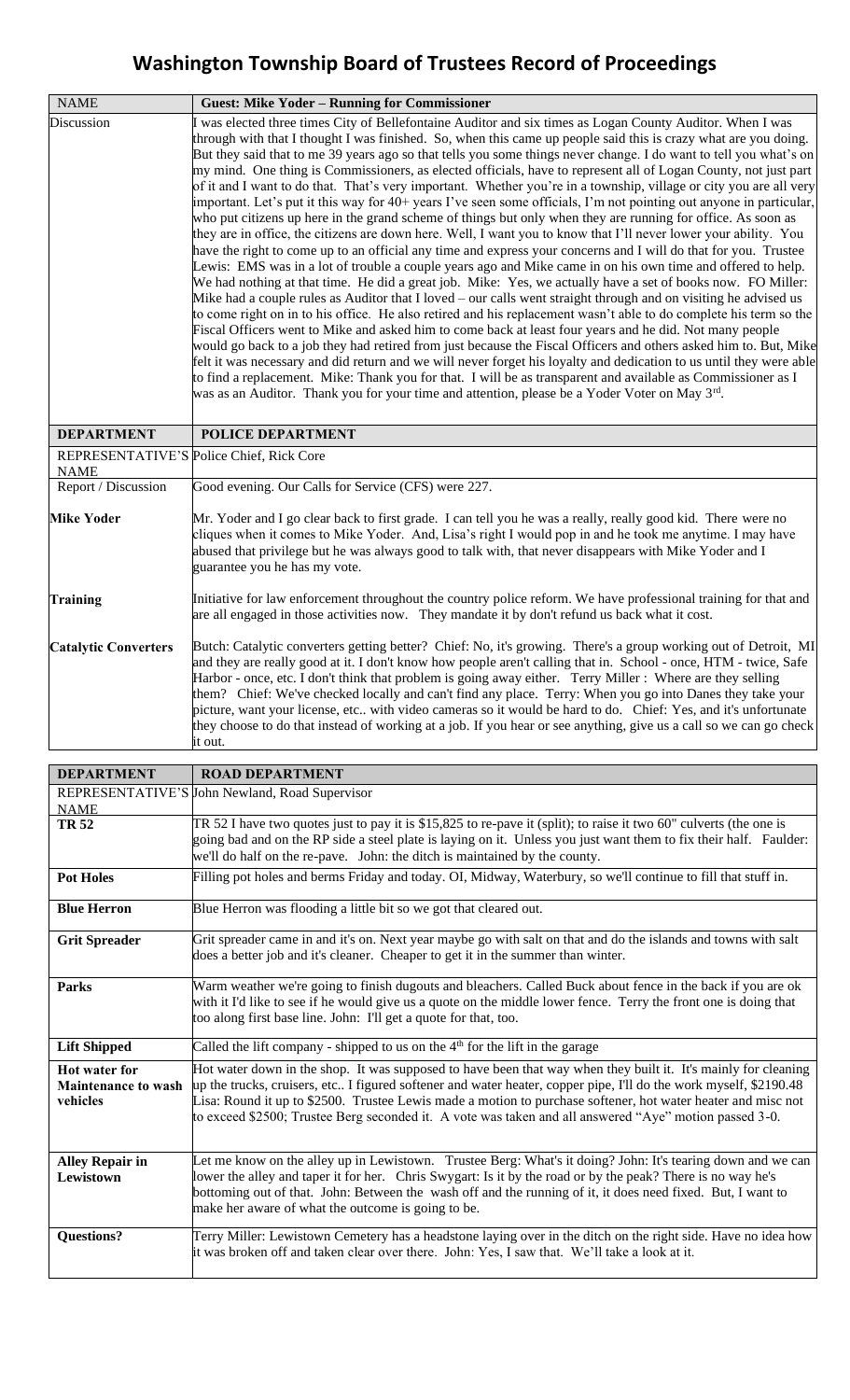# Washington Township Board of Trustees Record of Proceedings

| NAME | Guest: Mike Yoder – Running for Commissioner |
|---|---|
| Discussion | I was elected three times City of Bellefontaine Auditor and six times as Logan County Auditor. When I was through with that I thought I was finished. So, when this came up people said this is crazy what you are doing. But they said that to me 39 years ago so that tells you some things never change. I do want to tell you what's on my mind. One thing is Commissioners, as elected officials, have to represent all of Logan County, not just part of it and I want to do that. That's very important. Whether you're in a township, village or city you are all very important. Let's put it this way for 40+ years I've seen some officials, I'm not pointing out anyone in particular, who put citizens up here in the grand scheme of things but only when they are running for office. As soon as they are in office, the citizens are down here. Well, I want you to know that I'll never lower your ability. You have the right to come up to an official any time and express your concerns and I will do that for you. Trustee Lewis: EMS was in a lot of trouble a couple years ago and Mike came in on his own time and offered to help. We had nothing at that time. He did a great job. Mike: Yes, we actually have a set of books now. FO Miller: Mike had a couple rules as Auditor that I loved – our calls went straight through and on visiting he advised us to come right on in to his office. He also retired and his replacement wasn't able to do complete his term so the Fiscal Officers went to Mike and asked him to come back at least four years and he did. Not many people would go back to a job they had retired from just because the Fiscal Officers and others asked him to. But, Mike felt it was necessary and did return and we will never forget his loyalty and dedication to us until they were able to find a replacement. Mike: Thank you for that. I will be as transparent and available as Commissioner as I was as an Auditor. Thank you for your time and attention, please be a Yoder Voter on May 3rd. |

| DEPARTMENT | POLICE DEPARTMENT |
|---|---|
| REPRESENTATIVE'S NAME | Police Chief, Rick Core |
| Report / Discussion | Good evening. Our Calls for Service (CFS) were 227. |
| **Mike Yoder** | Mr. Yoder and I go clear back to first grade. I can tell you he was a really, really good kid. There were no cliques when it comes to Mike Yoder. And, Lisa's right I would pop in and he took me anytime. I may have abused that privilege but he was always good to talk with, that never disappears with Mike Yoder and I guarantee you he has my vote. |
| **Training** | Initiative for law enforcement throughout the country police reform. We have professional training for that and are all engaged in those activities now. They mandate it by don't refund us back what it cost. |
| **Catalytic Converters** | Butch: Catalytic converters getting better? Chief: No, it's growing. There's a group working out of Detroit, MI and they are really good at it. I don't know how people aren't calling that in. School - once, HTM - twice, Safe Harbor - once, etc. I don't think that problem is going away either. Terry Miller : Where are they selling them? Chief: We've checked locally and can't find any place. Terry: When you go into Danes they take your picture, want your license, etc.. with video cameras so it would be hard to do. Chief: Yes, and it's unfortunate they choose to do that instead of working at a job. If you hear or see anything, give us a call so we can go check it out. |

| DEPARTMENT | ROAD DEPARTMENT |
|---|---|
| REPRESENTATIVE'S NAME | John Newland, Road Supervisor |
| **TR 52** | TR 52 I have two quotes just to pay it is $15,825 to re-pave it (split); to raise it two 60" culverts (the one is going bad and on the RP side a steel plate is laying on it. Unless you just want them to fix their half. Faulder: we'll do half on the re-pave. John: the ditch is maintained by the county. |
| **Pot Holes** | Filling pot holes and berms Friday and today. OI, Midway, Waterbury, so we'll continue to fill that stuff in. |
| **Blue Herron** | Blue Herron was flooding a little bit so we got that cleared out. |
| **Grit Spreader** | Grit spreader came in and it's on. Next year maybe go with salt on that and do the islands and towns with salt does a better job and it's cleaner. Cheaper to get it in the summer than winter. |
| **Parks** | Warm weather we're going to finish dugouts and bleachers. Called Buck about fence in the back if you are ok with it I'd like to see if he would give us a quote on the middle lower fence. Terry the front one is doing that too along first base line. John: I'll get a quote for that, too. |
| **Lift Shipped** | Called the lift company - shipped to us on the 4th for the lift in the garage |
| **Hot water for Maintenance to wash vehicles** | Hot water down in the shop. It was supposed to have been that way when they built it. It's mainly for cleaning up the trucks, cruisers, etc.. I figured softener and water heater, copper pipe, I'll do the work myself, $2190.48 Lisa: Round it up to $2500. Trustee Lewis made a motion to purchase softener, hot water heater and misc not to exceed $2500; Trustee Berg seconded it. A vote was taken and all answered "Aye" motion passed 3-0. |
| **Alley Repair in Lewistown** | Let me know on the alley up in Lewistown. Trustee Berg: What's it doing? John: It's tearing down and we can lower the alley and taper it for her. Chris Swygart: Is it by the road or by the peak? There is no way he's bottoming out of that. John: Between the wash off and the running of it, it does need fixed. But, I want to make her aware of what the outcome is going to be. |
| **Questions?** | Terry Miller: Lewistown Cemetery has a headstone laying over in the ditch on the right side. Have no idea how it was broken off and taken clear over there. John: Yes, I saw that. We'll take a look at it. |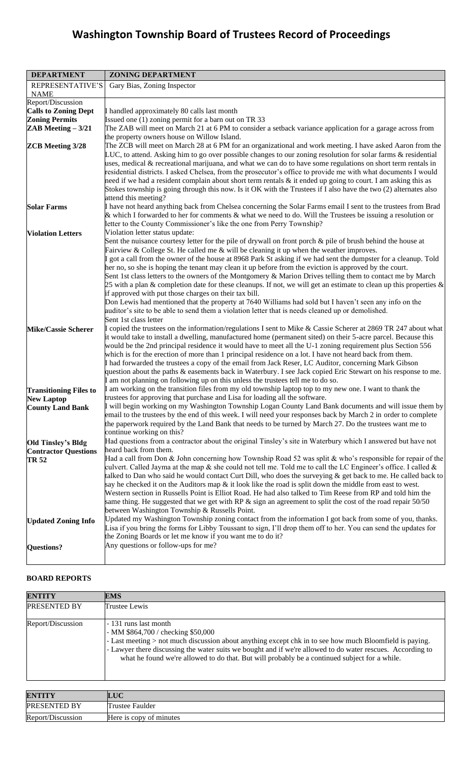# Washington Township Board of Trustees Record of Proceedings

| DEPARTMENT | ZONING DEPARTMENT |
|---|---|
| REPRESENTATIVE'S NAME | Gary Bias, Zoning Inspector |
| Report/Discussion | |
| **Calls to Zoning Dept** | I handled approximately 80 calls last month |
| **Zoning Permits** | Issued one (1) zoning permit for a barn out on TR 33 |
| **ZAB Meeting – 3/21** | The ZAB will meet on March 21 at 6 PM to consider a setback variance application for a garage across from the property owners house on Willow Island. |
| **ZCB Meeting 3/28** | The ZCB will meet on March 28 at 6 PM for an organizational and work meeting. I have asked Aaron from the LUC, to attend. Asking him to go over possible changes to our zoning resolution for solar farms & residential uses, medical & recreational marijuana, and what we can do to have some regulations on short term rentals in residential districts. I asked Chelsea, from the prosecutor's office to provide me with what documents I would need if we had a resident complain about short term rentals & it ended up going to court. I am asking this as Stokes township is going through this now. Is it OK with the Trustees if I also have the two (2) alternates also attend this meeting? |
| **Solar Farms** | I have not heard anything back from Chelsea concerning the Solar Farms email I sent to the trustees from Brad & which I forwarded to her for comments & what we need to do. Will the Trustees be issuing a resolution or letter to the County Commissioner's like the one from Perry Township? |
| **Violation Letters** | Violation letter status update:<br>Sent the nuisance courtesy letter for the pile of drywall on front porch & pile of brush behind the house at Fairview & College St. He called me & will be cleaning it up when the weather improves.<br>I got a call from the owner of the house at 8968 Park St asking if we had sent the dumpster for a cleanup. Told her no, so she is hoping the tenant may clean it up before from the eviction is approved by the court.<br>Sent 1st class letters to the owners of the Montgomery & Marion Drives telling them to contact me by March 25 with a plan & completion date for these cleanups. If not, we will get an estimate to clean up this properties & if approved with put those charges on their tax bill.<br>Don Lewis had mentioned that the property at 7640 Williams had sold but I haven't seen any info on the auditor's site to be able to send them a violation letter that is needs cleaned up or demolished.<br>Sent 1st class letter |
| **Mike/Cassie Scherer** | I copied the trustees on the information/regulations I sent to Mike & Cassie Scherer at 2869 TR 247 about what it would take to install a dwelling, manufactured home (permanent sited) on their 5-acre parcel. Because this would be the 2nd principal residence it would have to meet all the U-1 zoning requirement plus Section 556 which is for the erection of more than 1 principal residence on a lot. I have not heard back from them.<br>I had forwarded the trustees a copy of the email from Jack Reser, LC Auditor, concerning Mark Gibson question about the paths & easements back in Waterbury. I see Jack copied Eric Stewart on his response to me. I am not planning on following up on this unless the trustees tell me to do so. |
| **Transitioning Files to New Laptop** | I am working on the transition files from my old township laptop top to my new one. I want to thank the trustees for approving that purchase and Lisa for loading all the software. |
| **County Land Bank** | I will begin working on my Washington Township Logan County Land Bank documents and will issue them by email to the trustees by the end of this week. I will need your responses back by March 2 in order to complete the paperwork required by the Land Bank that needs to be turned by March 27. Do the trustees want me to continue working on this? |
| **Old Tinsley's Bldg Contractor Questions** | Had questions from a contractor about the original Tinsley's site in Waterbury which I answered but have not heard back from them. |
| **TR 52** | Had a call from Don & John concerning how Township Road 52 was split & who's responsible for repair of the culvert. Called Jayma at the map & she could not tell me. Told me to call the LC Engineer's office. I called & talked to Dan who said he would contact Curt Dill, who does the surveying & get back to me. He called back to say he checked it on the Auditors map & it look like the road is split down the middle from east to west. Western section in Russells Point is Elliot Road. He had also talked to Tim Reese from RP and told him the same thing. He suggested that we get with RP & sign an agreement to split the cost of the road repair 50/50 between Washington Township & Russells Point. |
| **Updated Zoning Info** | Updated my Washington Township zoning contact from the information I got back from some of you, thanks. Lisa if you bring the forms for Libby Toussant to sign, I'll drop them off to her. You can send the updates for the Zoning Boards or let me know if you want me to do it? |
| **Questions?** | Any questions or follow-ups for me? |

**BOARD REPORTS**

| ENTITY | EMS |
|---|---|
| PRESENTED BY | Trustee Lewis |
| Report/Discussion | - 131 runs last month<br>- MM $864,700 / checking $50,000<br>- Last meeting > not much discussion about anything except chk in to see how much Bloomfield is paying.<br>- Lawyer there discussing the water suits we bought and if we're allowed to do water rescues. According to what he found we're allowed to do that. But will probably be a continued subject for a while. |

| ENTITY | LUC |
|---|---|
| PRESENTED BY | Trustee Faulder |
| Report/Discussion | Here is copy of minutes |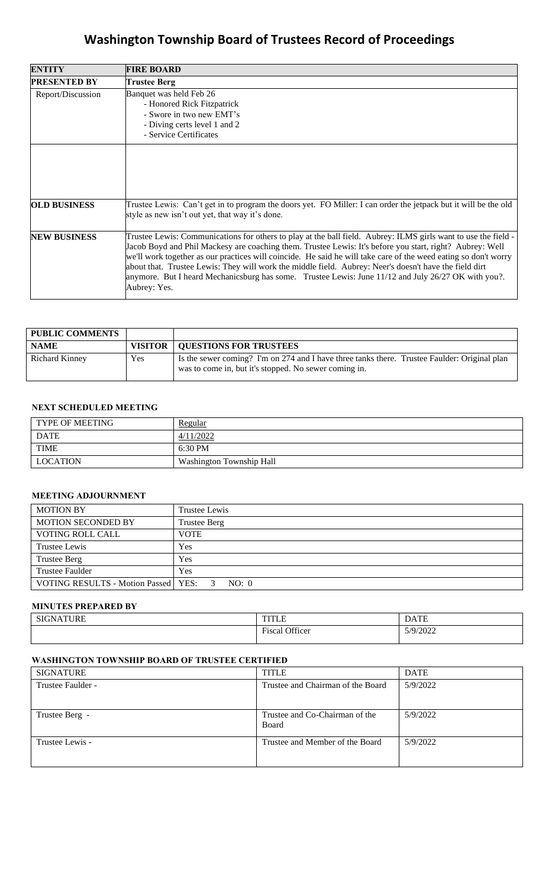# Washington Township Board of Trustees Record of Proceedings

| ENTITY | FIRE BOARD |
|---|---|
| **PRESENTED BY** | **Trustee Berg** |
| Report/Discussion | Banquet was held Feb 26<br>- Honored Rick Fitzpatrick<br>- Swore in two new EMT's<br>- Diving certs level 1 and 2<br>- Service Certificates |
| **OLD BUSINESS** | Trustee Lewis: Can't get in to program the doors yet. FO Miller: I can order the jetpack but it will be the old style as new isn't out yet, that way it's done. |
| **NEW BUSINESS** | Trustee Lewis: Communications for others to play at the ball field. Aubrey: ILMS girls want to use the field - Jacob Boyd and Phil Mackesy are coaching them. Trustee Lewis: It's before you start, right? Aubrey: Well we'll work together as our practices will coincide. He said he will take care of the weed eating so don't worry about that. Trustee Lewis: They will work the middle field. Aubrey: Neer's doesn't have the field dirt anymore. But I heard Mechanicsburg has some. Trustee Lewis: June 11/12 and July 26/27 OK with you?. Aubrey: Yes. |

| PUBLIC COMMENTS | | |
|---|---|---|
| **NAME** | **VISITOR** | **QUESTIONS FOR TRUSTEES** |
| Richard Kinney | Yes | Is the sewer coming? I'm on 274 and I have three tanks there. Trustee Faulder: Original plan was to come in, but it's stopped. No sewer coming in. |

### NEXT SCHEDULED MEETING

| | |
|---|---|
| TYPE OF MEETING | Regular |
| DATE | 4/11/2022 |
| TIME | 6:30 PM |
| LOCATION | Washington Township Hall |

### MEETING ADJOURNMENT

| | |
|---|---|
| MOTION BY | Trustee Lewis |
| MOTION SECONDED BY | Trustee Berg |
| VOTING ROLL CALL | VOTE |
| Trustee Lewis | Yes |
| Trustee Berg | Yes |
| Trustee Faulder | Yes |
| VOTING RESULTS - Motion Passed | YES: 3 NO: 0 |

### MINUTES PREPARED BY

| SIGNATURE | TITLE | DATE |
|---|---|---|
| | Fiscal Officer | 5/9/2022 |

### WASHINGTON TOWNSHIP BOARD OF TRUSTEE CERTIFIED

| SIGNATURE | TITLE | DATE |
|---|---|---|
| Trustee Faulder - | Trustee and Chairman of the Board | 5/9/2022 |
| Trustee Berg - | Trustee and Co-Chairman of the Board | 5/9/2022 |
| Trustee Lewis - | Trustee and Member of the Board | 5/9/2022 |